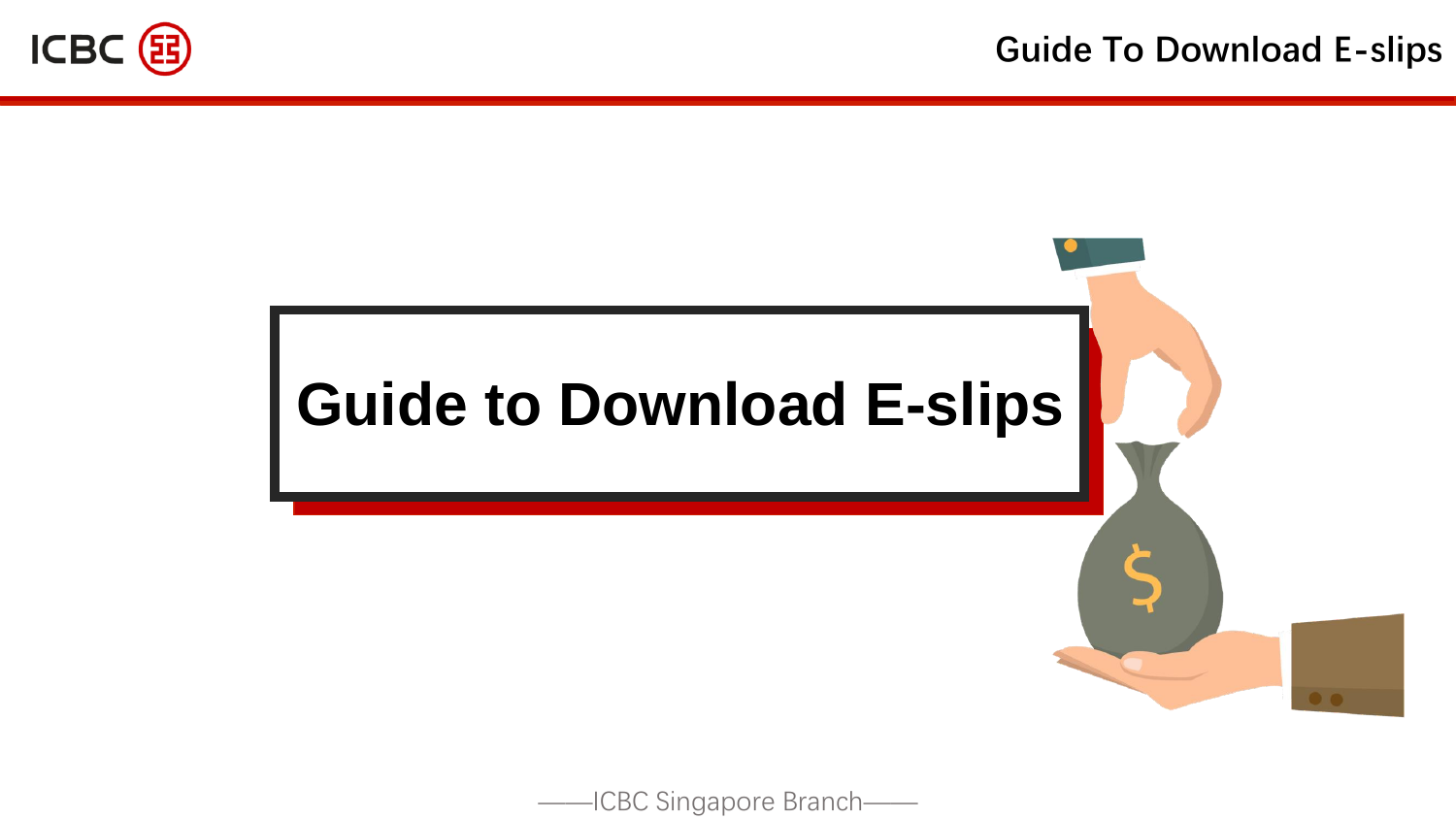# Guide to Download E-slips

——ICBC Singapore Branch——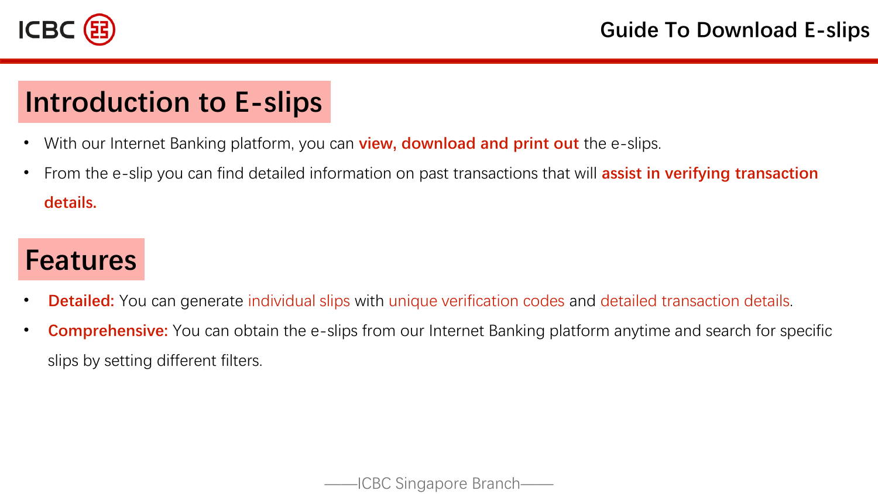## Introduction to E-slips

- With our Internet Banking platform, you can **view, download and print out** the e-slips.
- From the e-slip you can find detailed information on past transactions that will **assist in verifying transaction details.**

## Features

- **Detailed:** You can generate individual slips with unique verification codes and detailed transaction details.
- **Comprehensive:** You can obtain the e-slips from our Internet Banking platform anytime and search for specific slips by setting different filters.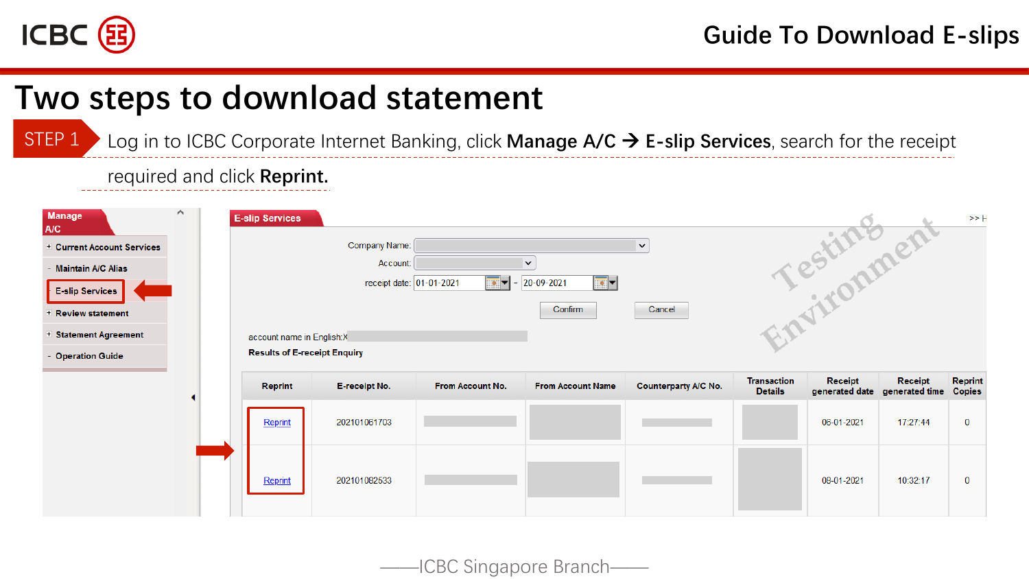# Two steps to download statement

**STEP 1** Log in to ICBC Corporate Internet Banking, click **Manage A/C → E-slip Services**, search for the receipt required and click **Reprint.**

Manage A/C

- + Current Account Services
- - Maintain A/C Alias
- E-slip Services
- + Review statement
- + Statement Agreement
- - Operation Guide

E-slip Services

Company Name:

Account:

receipt date: 01-01-2021 - 20-09-2021

Confirm Cancel

account name in English:X

Results of E-receipt Enquiry

| Reprint | E-receipt No. | From Account No. | From Account Name | Counterparty A/C No. | Transaction Details | Receipt generated date | Receipt generated time | Reprint Copies |
|---|---|---|---|---|---|---|---|---|
| Reprint | 202101061703 | | | | | 06-01-2021 | 17:27:44 | 0 |
| Reprint | 202101082533 | | | | | 08-01-2021 | 10:32:17 | 0 |

Testing Environment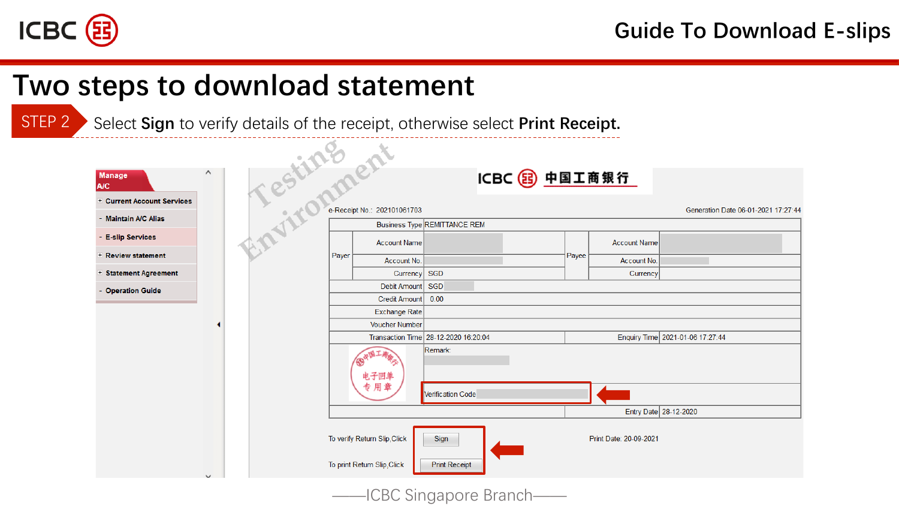# Two steps to download statement

**STEP 2** Select **Sign** to verify details of the receipt, otherwise select **Print Receipt.**

Manage A/C

- + Current Account Services
- - Maintain A/C Alias
- - E-slip Services
- + Review statement
- + Statement Agreement
- - Operation Guide

Testing Environment

ICBC 中国工商银行

e-Receipt No.: 202101061703

Generation Date 06-01-2021 17:27:44

| | | | | | |
|---|---|---|---|---|---|
| | Business Type | REMITTANCE REM | | | |
| Payer | Account Name | | Payee | Account Name | |
| | Account No. | | | Account No. | |
| | Currency | SGD | | Currency | |
| | Debit Amount | SGD | | | |
| | Credit Amount | 0.00 | | | |
| | Exchange Rate | | | | |
| | Voucher Number | | | | |
| | Transaction Time | 28-12-2020 16:20:04 | | Enquiry Time | 2021-01-06 17:27:44 |
| | | Remark: | | | |
| | | Verification Code | | | |
| | | | | Entry Date | 28-12-2020 |

中国工商银行 电子回单 专用章

To verify Return Slip,Click **Sign**

To print Return Slip,Click **Print Receipt**

Print Date: 20-09-2021

——ICBC Singapore Branch——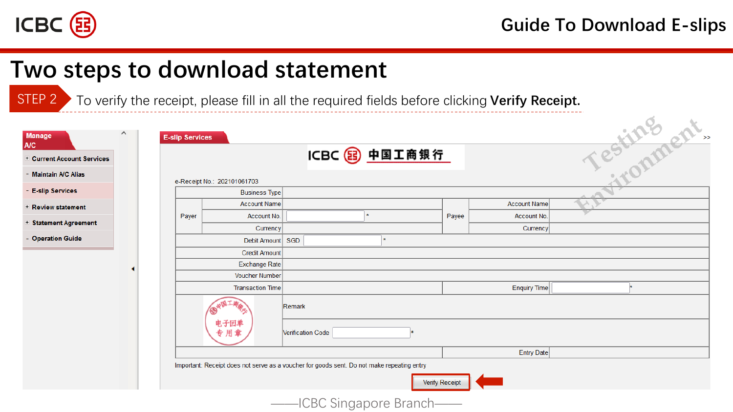# Two steps to download statement

**STEP 2** To verify the receipt, please fill in all the required fields before clicking **Verify Receipt.**

**Manage A/C**

- + Current Account Services
- - Maintain A/C Alias
- - E-slip Services
- + Review statement
- + Statement Agreement
- - Operation Guide

**E-slip Services**

ICBC 中国工商银行

e-Receipt No.: 202101061703

| | | | | | |
|---|---|---|---|---|---|
| | Business Type | | | | |
| Payer | Account Name | | Payee | Account Name | |
| | Account No. | * | | Account No. | |
| | Currency | | | Currency | |
| | Debit Amount | SGD * | | | |
| | Credit Amount | | | | |
| | Exchange Rate | | | | |
| | Voucher Number | | | | |
| | Transaction Time | | | Enquiry Time | * |
| 中国工商银行 电子回单 专用章 | | Remark | | | |
| | | Verification Code * | | | |
| | | | | Entry Date | |

Important: Receipt does not serve as a voucher for goods sent. Do not make repeating entry

Verify Receipt

Testing Environment

——ICBC Singapore Branch——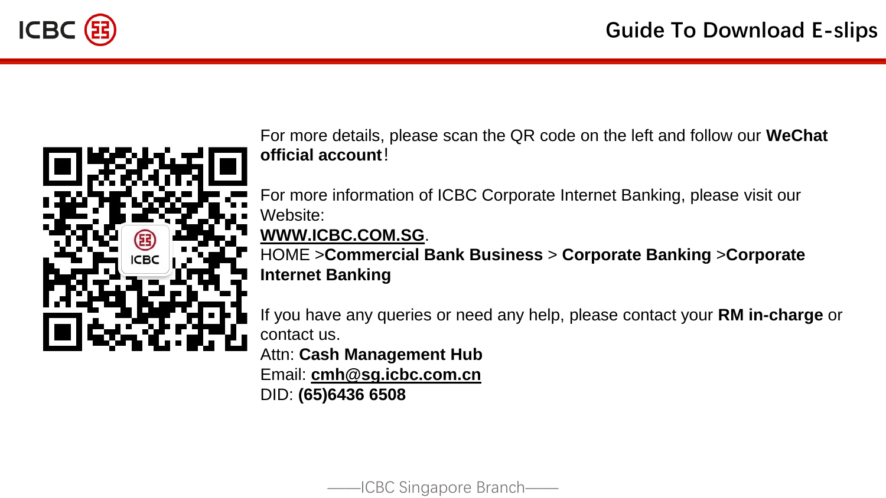For more details, please scan the QR code on the left and follow our **WeChat official account**!

For more information of ICBC Corporate Internet Banking, please visit our Website:
**WWW.ICBC.COM.SG**.
HOME >**Commercial Bank Business** > **Corporate Banking** >**Corporate Internet Banking**

If you have any queries or need any help, please contact your **RM in-charge** or contact us.
Attn: **Cash Management Hub**
Email: **cmh@sg.icbc.com.cn**
DID: **(65)6436 6508**